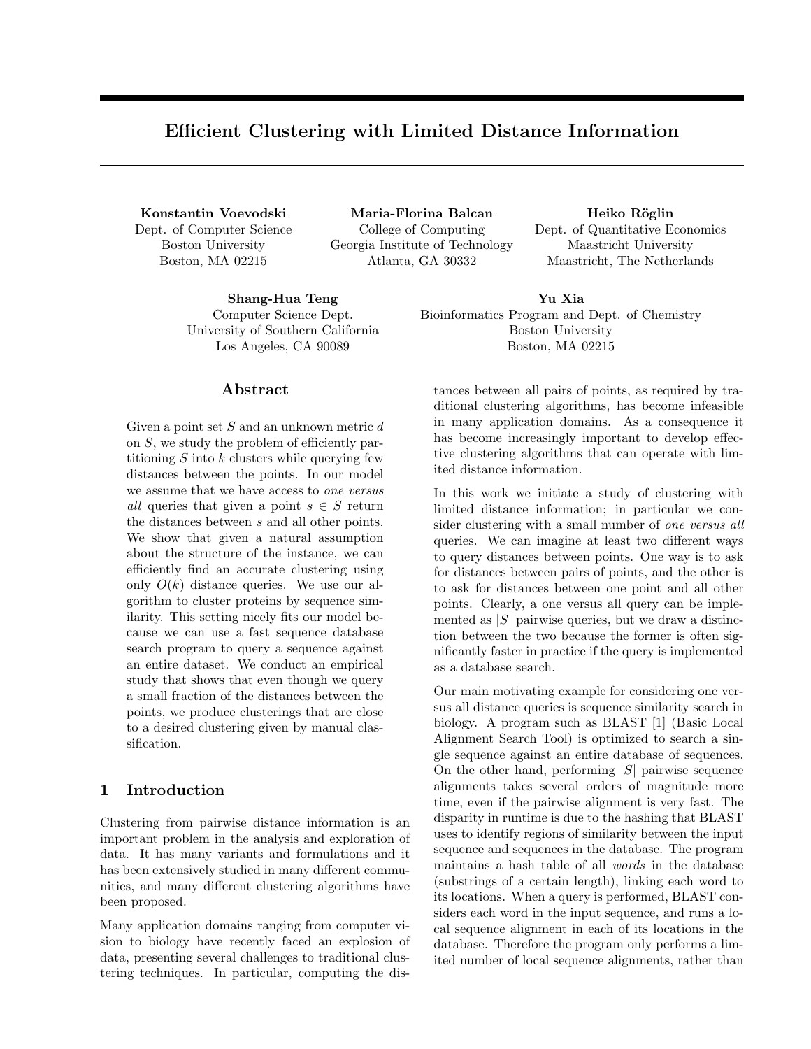# Efficient Clustering with Limited Distance Information

**Konstantin Voevodski**
Dept. of Computer Science
Boston University
Boston, MA 02215

**Maria-Florina Balcan**
College of Computing
Georgia Institute of Technology
Atlanta, GA 30332

**Heiko Röglin**
Dept. of Quantitative Economics
Maastricht University
Maastricht, The Netherlands

**Shang-Hua Teng**
Computer Science Dept.
University of Southern California
Los Angeles, CA 90089

**Yu Xia**
Bioinformatics Program and Dept. of Chemistry
Boston University
Boston, MA 02215

## Abstract

Given a point set $S$ and an unknown metric $d$ on $S$, we study the problem of efficiently partitioning $S$ into $k$ clusters while querying few distances between the points. In our model we assume that we have access to *one versus all* queries that given a point $s \in S$ return the distances between $s$ and all other points. We show that given a natural assumption about the structure of the instance, we can efficiently find an accurate clustering using only $O(k)$ distance queries. We use our algorithm to cluster proteins by sequence similarity. This setting nicely fits our model because we can use a fast sequence database search program to query a sequence against an entire dataset. We conduct an empirical study that shows that even though we query a small fraction of the distances between the points, we produce clusterings that are close to a desired clustering given by manual classification.

## 1 Introduction

Clustering from pairwise distance information is an important problem in the analysis and exploration of data. It has many variants and formulations and it has been extensively studied in many different communities, and many different clustering algorithms have been proposed.

Many application domains ranging from computer vision to biology have recently faced an explosion of data, presenting several challenges to traditional clustering techniques. In particular, computing the distances between all pairs of points, as required by traditional clustering algorithms, has become infeasible in many application domains. As a consequence it has become increasingly important to develop effective clustering algorithms that can operate with limited distance information.

In this work we initiate a study of clustering with limited distance information; in particular we consider clustering with a small number of *one versus all* queries. We can imagine at least two different ways to query distances between points. One way is to ask for distances between pairs of points, and the other is to ask for distances between one point and all other points. Clearly, a one versus all query can be implemented as $|S|$ pairwise queries, but we draw a distinction between the two because the former is often significantly faster in practice if the query is implemented as a database search.

Our main motivating example for considering one versus all distance queries is sequence similarity search in biology. A program such as BLAST [1] (Basic Local Alignment Search Tool) is optimized to search a single sequence against an entire database of sequences. On the other hand, performing $|S|$ pairwise sequence alignments takes several orders of magnitude more time, even if the pairwise alignment is very fast. The disparity in runtime is due to the hashing that BLAST uses to identify regions of similarity between the input sequence and sequences in the database. The program maintains a hash table of all *words* in the database (substrings of a certain length), linking each word to its locations. When a query is performed, BLAST considers each word in the input sequence, and runs a local sequence alignment in each of its locations in the database. Therefore the program only performs a limited number of local sequence alignments, rather than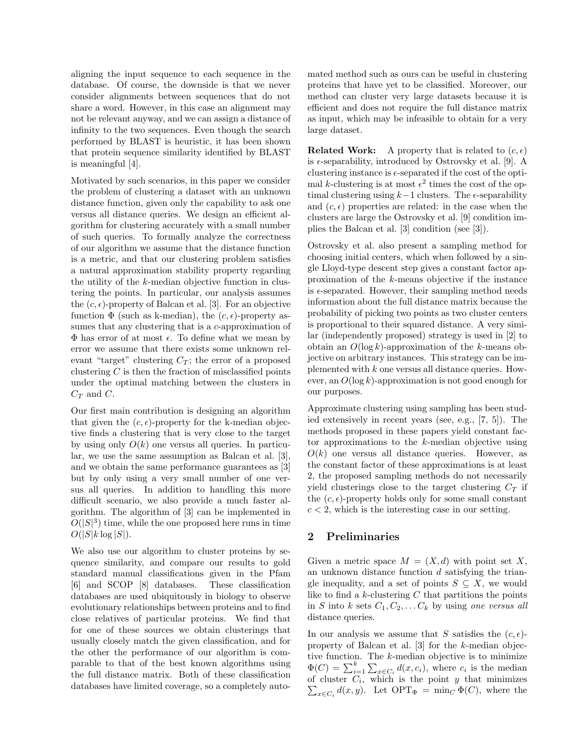aligning the input sequence to each sequence in the database. Of course, the downside is that we never consider alignments between sequences that do not share a word. However, in this case an alignment may not be relevant anyway, and we can assign a distance of infinity to the two sequences. Even though the search performed by BLAST is heuristic, it has been shown that protein sequence similarity identified by BLAST is meaningful [4].

Motivated by such scenarios, in this paper we consider the problem of clustering a dataset with an unknown distance function, given only the capability to ask one versus all distance queries. We design an efficient algorithm for clustering accurately with a small number of such queries. To formally analyze the correctness of our algorithm we assume that the distance function is a metric, and that our clustering problem satisfies a natural approximation stability property regarding the utility of the $k$-median objective function in clustering the points. In particular, our analysis assumes the $(c, \epsilon)$-property of Balcan et al. [3]. For an objective function $\Phi$ (such as k-median), the $(c, \epsilon)$-property assumes that any clustering that is a $c$-approximation of $\Phi$ has error of at most $\epsilon$. To define what we mean by error we assume that there exists some unknown relevant "target" clustering $C_T$; the error of a proposed clustering $C$ is then the fraction of misclassified points under the optimal matching between the clusters in $C_T$ and $C$.

Our first main contribution is designing an algorithm that given the $(c, \epsilon)$-property for the k-median objective finds a clustering that is very close to the target by using only $O(k)$ one versus all queries. In particular, we use the same assumption as Balcan et al. [3], and we obtain the same performance guarantees as [3] but by only using a very small number of one versus all queries. In addition to handling this more difficult scenario, we also provide a much faster algorithm. The algorithm of [3] can be implemented in $O(|S|^3)$ time, while the one proposed here runs in time $O(|S|k \log |S|)$.

We also use our algorithm to cluster proteins by sequence similarity, and compare our results to gold standard manual classifications given in the Pfam [6] and SCOP [8] databases. These classification databases are used ubiquitously in biology to observe evolutionary relationships between proteins and to find close relatives of particular proteins. We find that for one of these sources we obtain clusterings that usually closely match the given classification, and for the other the performance of our algorithm is comparable to that of the best known algorithms using the full distance matrix. Both of these classification databases have limited coverage, so a completely automated method such as ours can be useful in clustering proteins that have yet to be classified. Moreover, our method can cluster very large datasets because it is efficient and does not require the full distance matrix as input, which may be infeasible to obtain for a very large dataset.

**Related Work:** A property that is related to $(c, \epsilon)$ is $\epsilon$-separability, introduced by Ostrovsky et al. [9]. A clustering instance is $\epsilon$-separated if the cost of the optimal $k$-clustering is at most $\epsilon^2$ times the cost of the optimal clustering using $k-1$ clusters. The $\epsilon$-separability and $(c, \epsilon)$ properties are related: in the case when the clusters are large the Ostrovsky et al. [9] condition implies the Balcan et al. [3] condition (see [3]).

Ostrovsky et al. also present a sampling method for choosing initial centers, which when followed by a single Lloyd-type descent step gives a constant factor approximation of the $k$-means objective if the instance is $\epsilon$-separated. However, their sampling method needs information about the full distance matrix because the probability of picking two points as two cluster centers is proportional to their squared distance. A very similar (independently proposed) strategy is used in [2] to obtain an $O(\log k)$-approximation of the $k$-means objective on arbitrary instances. This strategy can be implemented with $k$ one versus all distance queries. However, an $O(\log k)$-approximation is not good enough for our purposes.

Approximate clustering using sampling has been studied extensively in recent years (see, e.g., [7, 5]). The methods proposed in these papers yield constant factor approximations to the $k$-median objective using $O(k)$ one versus all distance queries. However, as the constant factor of these approximations is at least 2, the proposed sampling methods do not necessarily yield clusterings close to the target clustering $C_T$ if the $(c, \epsilon)$-property holds only for some small constant $c < 2$, which is the interesting case in our setting.

## 2 Preliminaries

Given a metric space $M = (X, d)$ with point set $X$, an unknown distance function $d$ satisfying the triangle inequality, and a set of points $S \subseteq X$, we would like to find a $k$-clustering $C$ that partitions the points in $S$ into $k$ sets $C_1, C_2, \ldots C_k$ by using *one versus all* distance queries.

In our analysis we assume that $S$ satisfies the $(c, \epsilon)$-property of Balcan et al. [3] for the $k$-median objective function. The $k$-median objective is to minimize $\Phi(C) = \sum_{i=1}^{k} \sum_{x \in C_i} d(x, c_i)$, where $c_i$ is the median of cluster $C_i$, which is the point $y$ that minimizes $\sum_{x \in C_i} d(x, y)$. Let $\text{OPT}_\Phi = \min_C \Phi(C)$, where the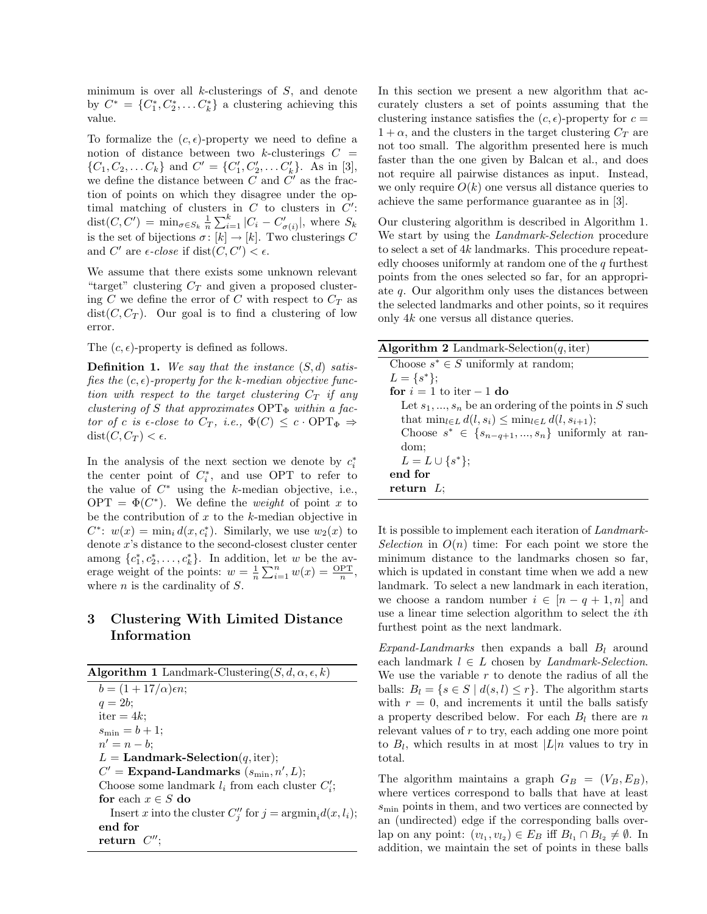minimum is over all $k$-clusterings of $S$, and denote by $C^* = \{C_1^*, C_2^*, \ldots C_k^*\}$ a clustering achieving this value.

To formalize the $(c, \epsilon)$-property we need to define a notion of distance between two $k$-clusterings $C = \{C_1, C_2, \ldots C_k\}$ and $C' = \{C_1', C_2', \ldots C_k'\}$. As in [3], we define the distance between $C$ and $C'$ as the fraction of points on which they disagree under the optimal matching of clusters in $C$ to clusters in $C'$: $\text{dist}(C, C') = \min_{\sigma \in S_k} \frac{1}{n} \sum_{i=1}^{k} |C_i - C'_{\sigma(i)}|$, where $S_k$ is the set of bijections $\sigma : [k] \to [k]$. Two clusterings $C$ and $C'$ are *$\epsilon$-close* if $\text{dist}(C, C') < \epsilon$.

We assume that there exists some unknown relevant "target" clustering $C_T$ and given a proposed clustering $C$ we define the error of $C$ with respect to $C_T$ as $\text{dist}(C, C_T)$. Our goal is to find a clustering of low error.

The $(c, \epsilon)$-property is defined as follows.

**Definition 1.** *We say that the instance $(S, d)$ satisfies the $(c, \epsilon)$-property for the $k$-median objective function with respect to the target clustering $C_T$ if any clustering of $S$ that approximates $\text{OPT}_\Phi$ within a factor of $c$ is $\epsilon$-close to $C_T$, i.e., $\Phi(C) \leq c \cdot \text{OPT}_\Phi \Rightarrow \text{dist}(C, C_T) < \epsilon$.*

In the analysis of the next section we denote by $c_i^*$ the center point of $C_i^*$, and use OPT to refer to the value of $C^*$ using the $k$-median objective, i.e., $\text{OPT} = \Phi(C^*)$. We define the *weight* of point $x$ to be the contribution of $x$ to the $k$-median objective in $C^*$: $w(x) = \min_i d(x, c_i^*)$. Similarly, we use $w_2(x)$ to denote $x$'s distance to the second-closest cluster center among $\{c_1^*, c_2^*, \ldots, c_k^*\}$. In addition, let $w$ be the average weight of the points: $w = \frac{1}{n} \sum_{i=1}^{n} w(x) = \frac{\text{OPT}}{n}$, where $n$ is the cardinality of $S$.

## 3 Clustering With Limited Distance Information

**Algorithm 1** Landmark-Clustering($S, d, \alpha, \epsilon, k$)

```
b = (1 + 17/α)εn;
q = 2b;
iter = 4k;
s_min = b + 1;
n' = n − b;
L = Landmark-Selection(q, iter);
C' = Expand-Landmarks(s_min, n', L);
Choose some landmark l_i from each cluster C'_i;
for each x ∈ S do
   Insert x into the cluster C''_j for j = argmin_i d(x, l_i);
end for
return C'';
```

In this section we present a new algorithm that accurately clusters a set of points assuming that the clustering instance satisfies the $(c, \epsilon)$-property for $c = 1 + \alpha$, and the clusters in the target clustering $C_T$ are not too small. The algorithm presented here is much faster than the one given by Balcan et al., and does not require all pairwise distances as input. Instead, we only require $O(k)$ one versus all distance queries to achieve the same performance guarantee as in [3].

Our clustering algorithm is described in Algorithm 1. We start by using the *Landmark-Selection* procedure to select a set of $4k$ landmarks. This procedure repeatedly chooses uniformly at random one of the $q$ furthest points from the ones selected so far, for an appropriate $q$. Our algorithm only uses the distances between the selected landmarks and other points, so it requires only $4k$ one versus all distance queries.

**Algorithm 2** Landmark-Selection($q$, iter)

```
Choose s* ∈ S uniformly at random;
L = {s*};
for i = 1 to iter − 1 do
   Let s_1, ..., s_n be an ordering of the points in S such
   that min_{l∈L} d(l, s_i) ≤ min_{l∈L} d(l, s_{i+1});
   Choose s* ∈ {s_{n−q+1}, ..., s_n} uniformly at random;
   L = L ∪ {s*};
end for
return L;
```

It is possible to implement each iteration of *Landmark-Selection* in $O(n)$ time: For each point we store the minimum distance to the landmarks chosen so far, which is updated in constant time when we add a new landmark. To select a new landmark in each iteration, we choose a random number $i \in [n - q + 1, n]$ and use a linear time selection algorithm to select the $i$th furthest point as the next landmark.

*Expand-Landmarks* then expands a ball $B_l$ around each landmark $l \in L$ chosen by *Landmark-Selection*. We use the variable $r$ to denote the radius of all the balls: $B_l = \{s \in S \mid d(s, l) \leq r\}$. The algorithm starts with $r = 0$, and increments it until the balls satisfy a property described below. For each $B_l$ there are $n$ relevant values of $r$ to try, each adding one more point to $B_l$, which results in at most $|L|n$ values to try in total.

The algorithm maintains a graph $G_B = (V_B, E_B)$, where vertices correspond to balls that have at least $s_{\min}$ points in them, and two vertices are connected by an (undirected) edge if the corresponding balls overlap on any point: $(v_{l_1}, v_{l_2}) \in E_B$ iff $B_{l_1} \cap B_{l_2} \neq \emptyset$. In addition, we maintain the set of points in these balls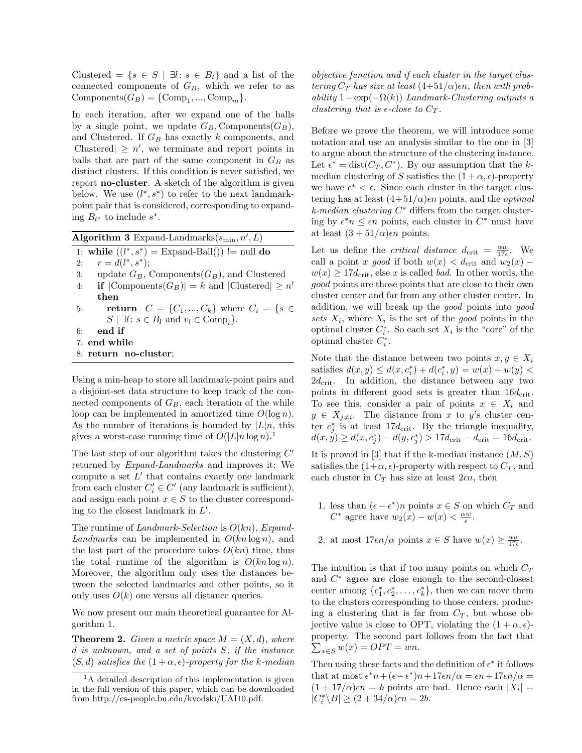Clustered = $\{s \in S \mid \exists l \colon s \in B_l\}$ and a list of the connected components of $G_B$, which we refer to as Components$(G_B) = \{\text{Comp}_1, ..., \text{Comp}_m\}$.

In each iteration, after we expand one of the balls by a single point, we update $G_B$, Components$(G_B)$, and Clustered. If $G_B$ has exactly $k$ components, and $|\text{Clustered}| \geq n'$, we terminate and report points in balls that are part of the same component in $G_B$ as distinct clusters. If this condition is never satisfied, we report **no-cluster**. A sketch of the algorithm is given below. We use $(l^*, s^*)$ to refer to the next landmark-point pair that is considered, corresponding to expanding $B_{l^*}$ to include $s^*$.

**Algorithm 3** Expand-Landmarks$(s_{\min}, n', L)$

```
1: while ((l*, s*) = Expand-Ball()) != null do
2:     r = d(l*, s*);
3:     update G_B, Components(G_B), and Clustered
4:     if |Components(G_B)| = k and |Clustered| ≥ n' then
5:         return C = {C_1, ..., C_k} where C_i = {s ∈ S | ∃l: s ∈ B_l and v_l ∈ Comp_i}.
6:     end if
7: end while
8: return no-cluster;
```

Using a min-heap to store all landmark-point pairs and a disjoint-set data structure to keep track of the connected components of $G_B$, each iteration of the while loop can be implemented in amortized time $O(\log n)$. As the number of iterations is bounded by $|L|n$, this gives a worst-case running time of $O(|L|n \log n)$.[1]

The last step of our algorithm takes the clustering $C'$ returned by *Expand-Landmarks* and improves it: We compute a set $L'$ that contains exactly one landmark from each cluster $C'_i \in C'$ (any landmark is sufficient), and assign each point $x \in S$ to the cluster corresponding to the closest landmark in $L'$.

The runtime of *Landmark-Selection* is $O(kn)$, *Expand-Landmarks* can be implemented in $O(kn \log n)$, and the last part of the procedure takes $O(kn)$ time, thus the total runtime of the algorithm is $O(kn \log n)$. Moreover, the algorithm only uses the distances between the selected landmarks and other points, so it only uses $O(k)$ one versus all distance queries.

We now present our main theoretical guarantee for Algorithm 1.

**Theorem 2.** *Given a metric space $M = (X, d)$, where $d$ is unknown, and a set of points $S$, if the instance $(S, d)$ satisfies the $(1+\alpha, \epsilon)$-property for the k-median objective function and if each cluster in the target clustering $C_T$ has size at least $(4+51/\alpha)\epsilon n$, then with probability $1 - \exp(-\Omega(k))$ Landmark-Clustering outputs a clustering that is $\epsilon$-close to $C_T$.*

Before we prove the theorem, we will introduce some notation and use an analysis similar to the one in [3] to argue about the structure of the clustering instance. Let $\epsilon^* = \text{dist}(C_T, C^*)$. By our assumption that the $k$-median clustering of $S$ satisfies the $(1+\alpha, \epsilon)$-property we have $\epsilon^* < \epsilon$. Since each cluster in the target clustering has at least $(4+51/\alpha)\epsilon n$ points, and the *optimal k-median clustering* $C^*$ differs from the target clustering by $\epsilon^* n \leq \epsilon n$ points, each cluster in $C^*$ must have at least $(3 + 51/\alpha)\epsilon n$ points.

Let us define the *critical distance* $d_{\text{crit}} = \frac{\alpha w}{17\epsilon}$. We call a point $x$ *good* if both $w(x) < d_{\text{crit}}$ and $w_2(x) - w(x) \geq 17 d_{\text{crit}}$, else $x$ is called *bad*. In other words, the *good* points are those points that are close to their own cluster center and far from any other cluster center. In addition, we will break up the *good* points into *good sets* $X_i$, where $X_i$ is the set of the *good* points in the optimal cluster $C_i^*$. So each set $X_i$ is the "core" of the optimal cluster $C_i^*$.

Note that the distance between two points $x, y \in X_i$ satisfies $d(x, y) \leq d(x, c_i^*) + d(c_i^*, y) = w(x) + w(y) < 2d_{\text{crit}}$. In addition, the distance between any two points in different good sets is greater than $16 d_{\text{crit}}$. To see this, consider a pair of points $x \in X_i$ and $y \in X_{j \neq i}$. The distance from $x$ to $y$'s cluster center $c_j^*$ is at least $17 d_{\text{crit}}$. By the triangle inequality, $d(x, y) \geq d(x, c_j^*) - d(y, c_j^*) > 17 d_{\text{crit}} - d_{\text{crit}} = 16 d_{\text{crit}}$.

It is proved in [3] that if the k-median instance $(M, S)$ satisfies the $(1+\alpha, \epsilon)$-property with respect to $C_T$, and each cluster in $C_T$ has size at least $2\epsilon n$, then

1. less than $(\epsilon - \epsilon^*)n$ points $x \in S$ on which $C_T$ and $C^*$ agree have $w_2(x) - w(x) < \frac{\alpha w}{\epsilon}$.
2. at most $17\epsilon n/\alpha$ points $x \in S$ have $w(x) \geq \frac{\alpha w}{17\epsilon}$.

The intuition is that if too many points on which $C_T$ and $C^*$ agree are close enough to the second-closest center among $\{c_1^*, c_2^*, \ldots, c_k^*\}$, then we can move them to the clusters corresponding to those centers, producing a clustering that is far from $C_T$, but whose objective value is close to OPT, violating the $(1+\alpha, \epsilon)$-property. The second part follows from the fact that $\sum_{x \in S} w(x) = OPT = wn$.

Then using these facts and the definition of $\epsilon^*$ it follows that at most $\epsilon^* n + (\epsilon - \epsilon^*)n + 17\epsilon n/\alpha = \epsilon n + 17\epsilon n/\alpha = (1 + 17/\alpha)\epsilon n = b$ points are bad. Hence each $|X_i| = |C_i^* \backslash B| \geq (2 + 34/\alpha)\epsilon n = 2b$.

[1] A detailed description of this implementation is given in the full version of this paper, which can be downloaded from http://cs-people.bu.edu/kvodski/UAI10.pdf.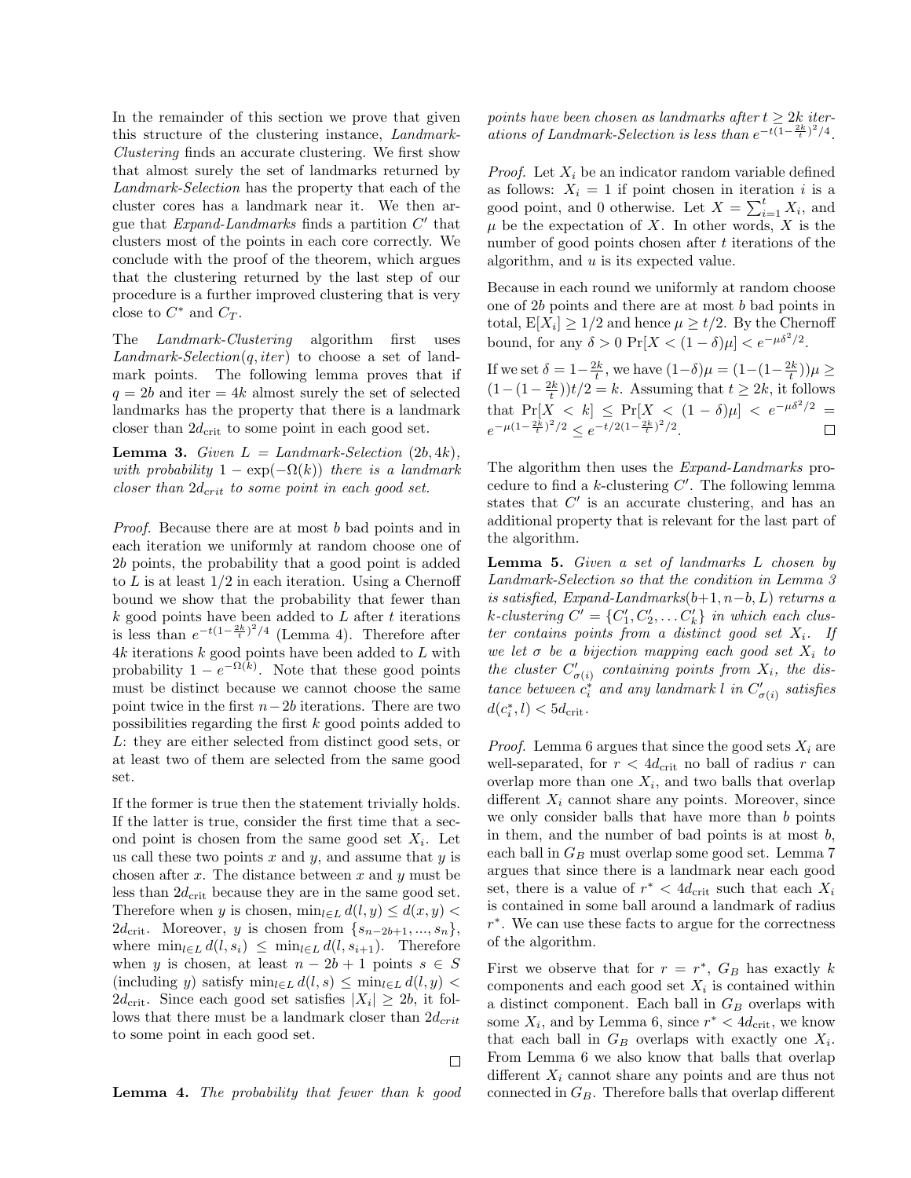In the remainder of this section we prove that given this structure of the clustering instance, *Landmark-Clustering* finds an accurate clustering. We first show that almost surely the set of landmarks returned by *Landmark-Selection* has the property that each of the cluster cores has a landmark near it. We then argue that *Expand-Landmarks* finds a partition $C'$ that clusters most of the points in each core correctly. We conclude with the proof of the theorem, which argues that the clustering returned by the last step of our procedure is a further improved clustering that is very close to $C^*$ and $C_T$.

The *Landmark-Clustering* algorithm first uses *Landmark-Selection*$(q, iter)$ to choose a set of landmark points. The following lemma proves that if $q = 2b$ and iter $= 4k$ almost surely the set of selected landmarks has the property that there is a landmark closer than $2d_{\rm crit}$ to some point in each good set.

**Lemma 3.** *Given $L$ = Landmark-Selection $(2b, 4k)$, with probability $1 - \exp(-\Omega(k))$ there is a landmark closer than $2d_{crit}$ to some point in each good set.*

*Proof.* Because there are at most $b$ bad points and in each iteration we uniformly at random choose one of $2b$ points, the probability that a good point is added to $L$ is at least $1/2$ in each iteration. Using a Chernoff bound we show that the probability that fewer than $k$ good points have been added to $L$ after $t$ iterations is less than $e^{-t(1-\frac{2k}{t})^2/4}$ (Lemma 4). Therefore after $4k$ iterations $k$ good points have been added to $L$ with probability $1 - e^{-\Omega(k)}$. Note that these good points must be distinct because we cannot choose the same point twice in the first $n-2b$ iterations. There are two possibilities regarding the first $k$ good points added to $L$: they are either selected from distinct good sets, or at least two of them are selected from the same good set.

If the former is true then the statement trivially holds. If the latter is true, consider the first time that a second point is chosen from the same good set $X_i$. Let us call these two points $x$ and $y$, and assume that $y$ is chosen after $x$. The distance between $x$ and $y$ must be less than $2d_{\rm crit}$ because they are in the same good set. Therefore when $y$ is chosen, $\min_{l \in L} d(l, y) \leq d(x, y) < 2d_{\rm crit}$. Moreover, $y$ is chosen from $\{s_{n-2b+1}, ..., s_n\}$, where $\min_{l \in L} d(l, s_i) \leq \min_{l \in L} d(l, s_{i+1})$. Therefore when $y$ is chosen, at least $n - 2b + 1$ points $s \in S$ (including $y$) satisfy $\min_{l \in L} d(l, s) \leq \min_{l \in L} d(l, y) < 2d_{\rm crit}$. Since each good set satisfies $|X_i| \geq 2b$, it follows that there must be a landmark closer than $2d_{crit}$ to some point in each good set.

□

**Lemma 4.** *The probability that fewer than $k$ good points have been chosen as landmarks after $t \geq 2k$ iterations of Landmark-Selection is less than $e^{-t(1-\frac{2k}{t})^2/4}$.*

*Proof.* Let $X_i$ be an indicator random variable defined as follows: $X_i = 1$ if point chosen in iteration $i$ is a good point, and 0 otherwise. Let $X = \sum_{i=1}^{t} X_i$, and $\mu$ be the expectation of $X$. In other words, $X$ is the number of good points chosen after $t$ iterations of the algorithm, and $u$ is its expected value.

Because in each round we uniformly at random choose one of $2b$ points and there are at most $b$ bad points in total, $\mathrm{E}[X_i] \geq 1/2$ and hence $\mu \geq t/2$. By the Chernoff bound, for any $\delta > 0$ $\Pr[X < (1-\delta)\mu] < e^{-\mu\delta^2/2}$.

If we set $\delta = 1 - \frac{2k}{t}$, we have $(1-\delta)\mu = (1-(1-\frac{2k}{t}))\mu \geq (1-(1-\frac{2k}{t}))t/2 = k$. Assuming that $t \geq 2k$, it follows that $\Pr[X < k] \leq \Pr[X < (1-\delta)\mu] < e^{-\mu\delta^2/2} = e^{-\mu(1-\frac{2k}{t})^2/2} \leq e^{-t/2(1-\frac{2k}{t})^2/2}$. □

The algorithm then uses the *Expand-Landmarks* procedure to find a $k$-clustering $C'$. The following lemma states that $C'$ is an accurate clustering, and has an additional property that is relevant for the last part of the algorithm.

**Lemma 5.** *Given a set of landmarks $L$ chosen by Landmark-Selection so that the condition in Lemma 3 is satisfied, Expand-Landmarks$(b+1, n-b, L)$ returns a $k$-clustering $C' = \{C'_1, C'_2, \ldots C'_k\}$ in which each cluster contains points from a distinct good set $X_i$. If we let $\sigma$ be a bijection mapping each good set $X_i$ to the cluster $C'_{\sigma(i)}$ containing points from $X_i$, the distance between $c^*_i$ and any landmark $l$ in $C'_{\sigma(i)}$ satisfies $d(c^*_i, l) < 5d_{\rm crit}$.*

*Proof.* Lemma 6 argues that since the good sets $X_i$ are well-separated, for $r < 4d_{\rm crit}$ no ball of radius $r$ can overlap more than one $X_i$, and two balls that overlap different $X_i$ cannot share any points. Moreover, since we only consider balls that have more than $b$ points in them, and the number of bad points is at most $b$, each ball in $G_B$ must overlap some good set. Lemma 7 argues that since there is a landmark near each good set, there is a value of $r^* < 4d_{\rm crit}$ such that each $X_i$ is contained in some ball around a landmark of radius $r^*$. We can use these facts to argue for the correctness of the algorithm.

First we observe that for $r = r^*$, $G_B$ has exactly $k$ components and each good set $X_i$ is contained within a distinct component. Each ball in $G_B$ overlaps with some $X_i$, and by Lemma 6, since $r^* < 4d_{\rm crit}$, we know that each ball in $G_B$ overlaps with exactly one $X_i$. From Lemma 6 we also know that balls that overlap different $X_i$ cannot share any points and are thus not connected in $G_B$. Therefore balls that overlap different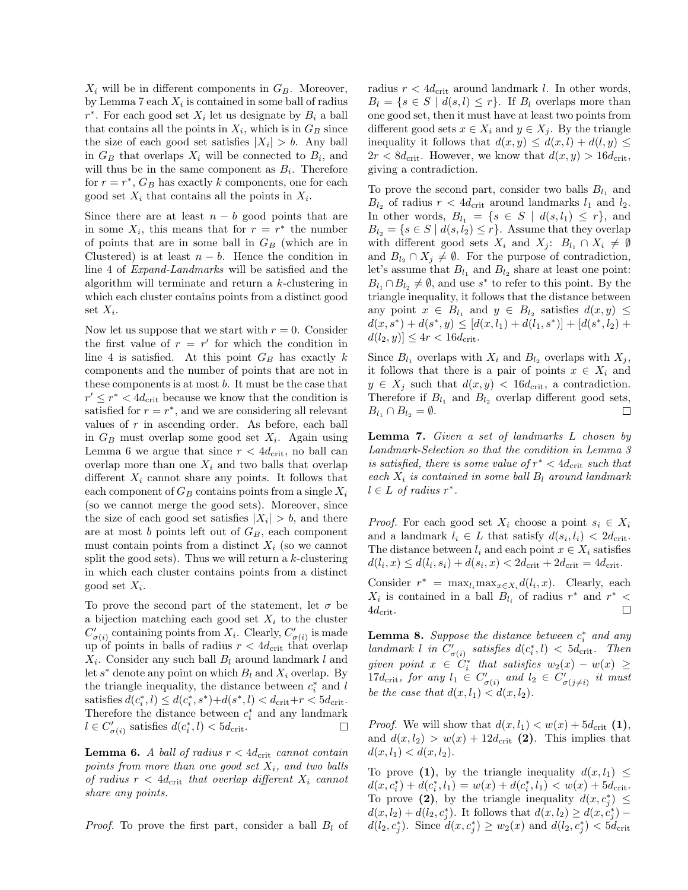$X_i$ will be in different components in $G_B$. Moreover, by Lemma 7 each $X_i$ is contained in some ball of radius $r^*$. For each good set $X_i$ let us designate by $B_i$ a ball that contains all the points in $X_i$, which is in $G_B$ since the size of each good set satisfies $|X_i| > b$. Any ball in $G_B$ that overlaps $X_i$ will be connected to $B_i$, and will thus be in the same component as $B_i$. Therefore for $r = r^*$, $G_B$ has exactly $k$ components, one for each good set $X_i$ that contains all the points in $X_i$.

Since there are at least $n - b$ good points that are in some $X_i$, this means that for $r = r^*$ the number of points that are in some ball in $G_B$ (which are in Clustered) is at least $n - b$. Hence the condition in line 4 of *Expand-Landmarks* will be satisfied and the algorithm will terminate and return a $k$-clustering in which each cluster contains points from a distinct good set $X_i$.

Now let us suppose that we start with $r = 0$. Consider the first value of $r = r'$ for which the condition in line 4 is satisfied. At this point $G_B$ has exactly $k$ components and the number of points that are not in these components is at most $b$. It must be the case that $r' \leq r^* < 4d_{\text{crit}}$ because we know that the condition is satisfied for $r = r^*$, and we are considering all relevant values of $r$ in ascending order. As before, each ball in $G_B$ must overlap some good set $X_i$. Again using Lemma 6 we argue that since $r < 4d_{\text{crit}}$, no ball can overlap more than one $X_i$ and two balls that overlap different $X_i$ cannot share any points. It follows that each component of $G_B$ contains points from a single $X_i$ (so we cannot merge the good sets). Moreover, since the size of each good set satisfies $|X_i| > b$, and there are at most $b$ points left out of $G_B$, each component must contain points from a distinct $X_i$ (so we cannot split the good sets). Thus we will return a $k$-clustering in which each cluster contains points from a distinct good set $X_i$.

To prove the second part of the statement, let $\sigma$ be a bijection matching each good set $X_i$ to the cluster $C'_{\sigma(i)}$ containing points from $X_i$. Clearly, $C'_{\sigma(i)}$ is made up of points in balls of radius $r < 4d_{\text{crit}}$ that overlap $X_i$. Consider any such ball $B_l$ around landmark $l$ and let $s^*$ denote any point on which $B_l$ and $X_i$ overlap. By the triangle inequality, the distance between $c_i^*$ and $l$ satisfies $d(c_i^*, l) \leq d(c_i^*, s^*) + d(s^*, l) < d_{\text{crit}} + r < 5d_{\text{crit}}$. Therefore the distance between $c_i^*$ and any landmark $l \in C'_{\sigma(i)}$ satisfies $d(c_i^*, l) < 5d_{\text{crit}}$. $\square$

**Lemma 6.** *A ball of radius $r < 4d_{\text{crit}}$ cannot contain points from more than one good set $X_i$, and two balls of radius $r < 4d_{\text{crit}}$ that overlap different $X_i$ cannot share any points.*

*Proof.* To prove the first part, consider a ball $B_l$ of radius $r < 4d_{\text{crit}}$ around landmark $l$. In other words, $B_l = \{s \in S \mid d(s, l) \leq r\}$. If $B_l$ overlaps more than one good set, then it must have at least two points from different good sets $x \in X_i$ and $y \in X_j$. By the triangle inequality it follows that $d(x, y) \leq d(x, l) + d(l, y) \leq 2r < 8d_{\text{crit}}$. However, we know that $d(x, y) > 16d_{\text{crit}}$, giving a contradiction.

To prove the second part, consider two balls $B_{l_1}$ and $B_{l_2}$ of radius $r < 4d_{\text{crit}}$ around landmarks $l_1$ and $l_2$. In other words, $B_{l_1} = \{s \in S \mid d(s, l_1) \leq r\}$, and $B_{l_2} = \{s \in S \mid d(s, l_2) \leq r\}$. Assume that they overlap with different good sets $X_i$ and $X_j$: $B_{l_1} \cap X_i \neq \emptyset$ and $B_{l_2} \cap X_j \neq \emptyset$. For the purpose of contradiction, let's assume that $B_{l_1}$ and $B_{l_2}$ share at least one point: $B_{l_1} \cap B_{l_2} \neq \emptyset$, and use $s^*$ to refer to this point. By the triangle inequality, it follows that the distance between any point $x \in B_{l_1}$ and $y \in B_{l_2}$ satisfies $d(x, y) \leq d(x, s^*) + d(s^*, y) \leq [d(x, l_1) + d(l_1, s^*)] + [d(s^*, l_2) + d(l_2, y)] \leq 4r < 16d_{\text{crit}}$.

Since $B_{l_1}$ overlaps with $X_i$ and $B_{l_2}$ overlaps with $X_j$, it follows that there is a pair of points $x \in X_i$ and $y \in X_j$ such that $d(x, y) < 16d_{\text{crit}}$, a contradiction. Therefore if $B_{l_1}$ and $B_{l_2}$ overlap different good sets, $B_{l_1} \cap B_{l_2} = \emptyset$. $\square$

**Lemma 7.** *Given a set of landmarks $L$ chosen by Landmark-Selection so that the condition in Lemma 3 is satisfied, there is some value of $r^* < 4d_{\text{crit}}$ such that each $X_i$ is contained in some ball $B_l$ around landmark $l \in L$ of radius $r^*$.*

*Proof.* For each good set $X_i$ choose a point $s_i \in X_i$ and a landmark $l_i \in L$ that satisfy $d(s_i, l_i) < 2d_{\text{crit}}$. The distance between $l_i$ and each point $x \in X_i$ satisfies $d(l_i, x) \leq d(l_i, s_i) + d(s_i, x) < 2d_{\text{crit}} + 2d_{\text{crit}} = 4d_{\text{crit}}$.

Consider $r^* = \max_{l_i} \max_{x \in X_i} d(l_i, x)$. Clearly, each $X_i$ is contained in a ball $B_{l_i}$ of radius $r^*$ and $r^* < 4d_{\text{crit}}$. $\square$

**Lemma 8.** *Suppose the distance between $c_i^*$ and any landmark $l$ in $C'_{\sigma(i)}$ satisfies $d(c_i^*, l) < 5d_{\text{crit}}$. Then given point $x \in C_i^*$ that satisfies $w_2(x) - w(x) \geq 17d_{\text{crit}}$, for any $l_1 \in C'_{\sigma(i)}$ and $l_2 \in C'_{\sigma(j \neq i)}$ it must be the case that $d(x, l_1) < d(x, l_2)$.*

*Proof.* We will show that $d(x, l_1) < w(x) + 5d_{\text{crit}}$ **(1)**, and $d(x, l_2) > w(x) + 12d_{\text{crit}}$ **(2)**. This implies that $d(x, l_1) < d(x, l_2)$.

To prove **(1)**, by the triangle inequality $d(x, l_1) \leq d(x, c_i^*) + d(c_i^*, l_1) = w(x) + d(c_i^*, l_1) < w(x) + 5d_{\text{crit}}$. To prove **(2)**, by the triangle inequality $d(x, c_j^*) \leq d(x, l_2) + d(l_2, c_j^*)$. It follows that $d(x, l_2) \geq d(x, c_j^*) - d(l_2, c_j^*)$. Since $d(x, c_j^*) \geq w_2(x)$ and $d(l_2, c_j^*) < 5d_{\text{crit}}$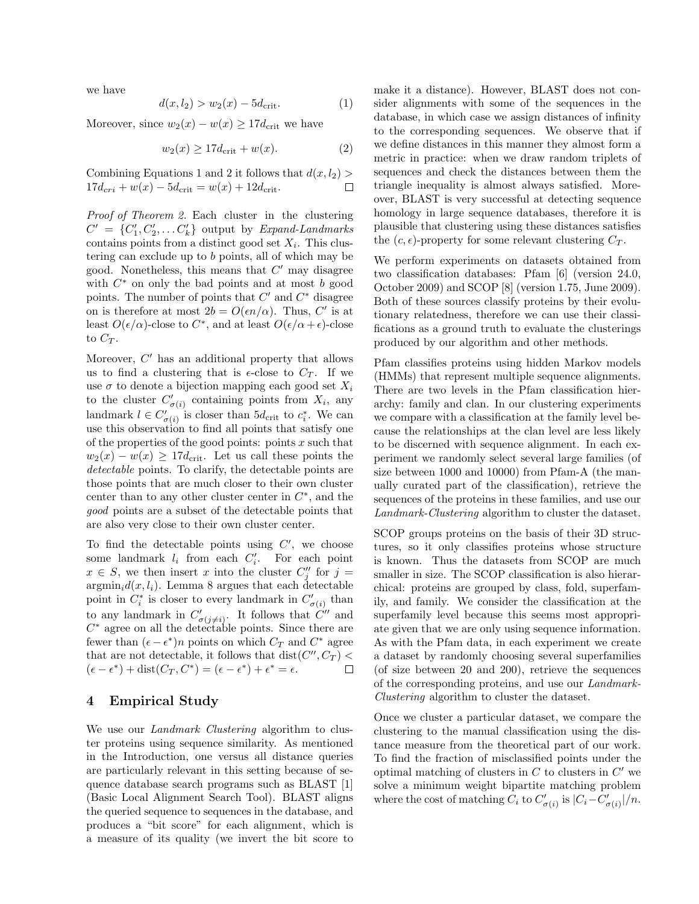we have

$$d(x, l_2) > w_2(x) - 5d_{\text{crit}}. \quad (1)$$

Moreover, since $w_2(x) - w(x) \geq 17d_{\text{crit}}$ we have

$$w_2(x) \geq 17d_{\text{crit}} + w(x). \quad (2)$$

Combining Equations 1 and 2 it follows that $d(x, l_2) > 17d_{cri} + w(x) - 5d_{\text{crit}} = w(x) + 12d_{\text{crit}}$. □

*Proof of Theorem 2.* Each cluster in the clustering $C' = \{C'_1, C'_2, \ldots C'_k\}$ output by *Expand-Landmarks* contains points from a distinct good set $X_i$. This clustering can exclude up to $b$ points, all of which may be good. Nonetheless, this means that $C'$ may disagree with $C^*$ on only the bad points and at most $b$ good points. The number of points that $C'$ and $C^*$ disagree on is therefore at most $2b = O(\epsilon n/\alpha)$. Thus, $C'$ is at least $O(\epsilon/\alpha)$-close to $C^*$, and at least $O(\epsilon/\alpha + \epsilon)$-close to $C_T$.

Moreover, $C'$ has an additional property that allows us to find a clustering that is $\epsilon$-close to $C_T$. If we use $\sigma$ to denote a bijection mapping each good set $X_i$ to the cluster $C'_{\sigma(i)}$ containing points from $X_i$, any landmark $l \in C'_{\sigma(i)}$ is closer than $5d_{\text{crit}}$ to $c^*_i$. We can use this observation to find all points that satisfy one of the properties of the good points: points $x$ such that $w_2(x) - w(x) \geq 17d_{\text{crit}}$. Let us call these points the *detectable* points. To clarify, the detectable points are those points that are much closer to their own cluster center than to any other cluster center in $C^*$, and the *good* points are a subset of the detectable points that are also very close to their own cluster center.

To find the detectable points using $C'$, we choose some landmark $l_i$ from each $C'_i$. For each point $x \in S$, we then insert $x$ into the cluster $C''_j$ for $j = \text{argmin}_i d(x, l_i)$. Lemma 8 argues that each detectable point in $C^*_i$ is closer to every landmark in $C'_{\sigma(i)}$ than to any landmark in $C'_{\sigma(j \neq i)}$. It follows that $C''$ and $C^*$ agree on all the detectable points. Since there are fewer than $(\epsilon - \epsilon^*)n$ points on which $C_T$ and $C^*$ agree that are not detectable, it follows that $\text{dist}(C'', C_T) < (\epsilon - \epsilon^*) + \text{dist}(C_T, C^*) = (\epsilon - \epsilon^*) + \epsilon^* = \epsilon$. □

## 4 Empirical Study

We use our *Landmark Clustering* algorithm to cluster proteins using sequence similarity. As mentioned in the Introduction, one versus all distance queries are particularly relevant in this setting because of sequence database search programs such as BLAST [1] (Basic Local Alignment Search Tool). BLAST aligns the queried sequence to sequences in the database, and produces a "bit score" for each alignment, which is a measure of its quality (we invert the bit score to make it a distance). However, BLAST does not consider alignments with some of the sequences in the database, in which case we assign distances of infinity to the corresponding sequences. We observe that if we define distances in this manner they almost form a metric in practice: when we draw random triplets of sequences and check the distances between them the triangle inequality is almost always satisfied. Moreover, BLAST is very successful at detecting sequence homology in large sequence databases, therefore it is plausible that clustering using these distances satisfies the $(c, \epsilon)$-property for some relevant clustering $C_T$.

We perform experiments on datasets obtained from two classification databases: Pfam [6] (version 24.0, October 2009) and SCOP [8] (version 1.75, June 2009). Both of these sources classify proteins by their evolutionary relatedness, therefore we can use their classifications as a ground truth to evaluate the clusterings produced by our algorithm and other methods.

Pfam classifies proteins using hidden Markov models (HMMs) that represent multiple sequence alignments. There are two levels in the Pfam classification hierarchy: family and clan. In our clustering experiments we compare with a classification at the family level because the relationships at the clan level are less likely to be discerned with sequence alignment. In each experiment we randomly select several large families (of size between 1000 and 10000) from Pfam-A (the manually curated part of the classification), retrieve the sequences of the proteins in these families, and use our *Landmark-Clustering* algorithm to cluster the dataset.

SCOP groups proteins on the basis of their 3D structures, so it only classifies proteins whose structure is known. Thus the datasets from SCOP are much smaller in size. The SCOP classification is also hierarchical: proteins are grouped by class, fold, superfamily, and family. We consider the classification at the superfamily level because this seems most appropriate given that we are only using sequence information. As with the Pfam data, in each experiment we create a dataset by randomly choosing several superfamilies (of size between 20 and 200), retrieve the sequences of the corresponding proteins, and use our *Landmark-Clustering* algorithm to cluster the dataset.

Once we cluster a particular dataset, we compare the clustering to the manual classification using the distance measure from the theoretical part of our work. To find the fraction of misclassified points under the optimal matching of clusters in $C$ to clusters in $C'$ we solve a minimum weight bipartite matching problem where the cost of matching $C_i$ to $C'_{\sigma(i)}$ is $|C_i - C'_{\sigma(i)}|/n$.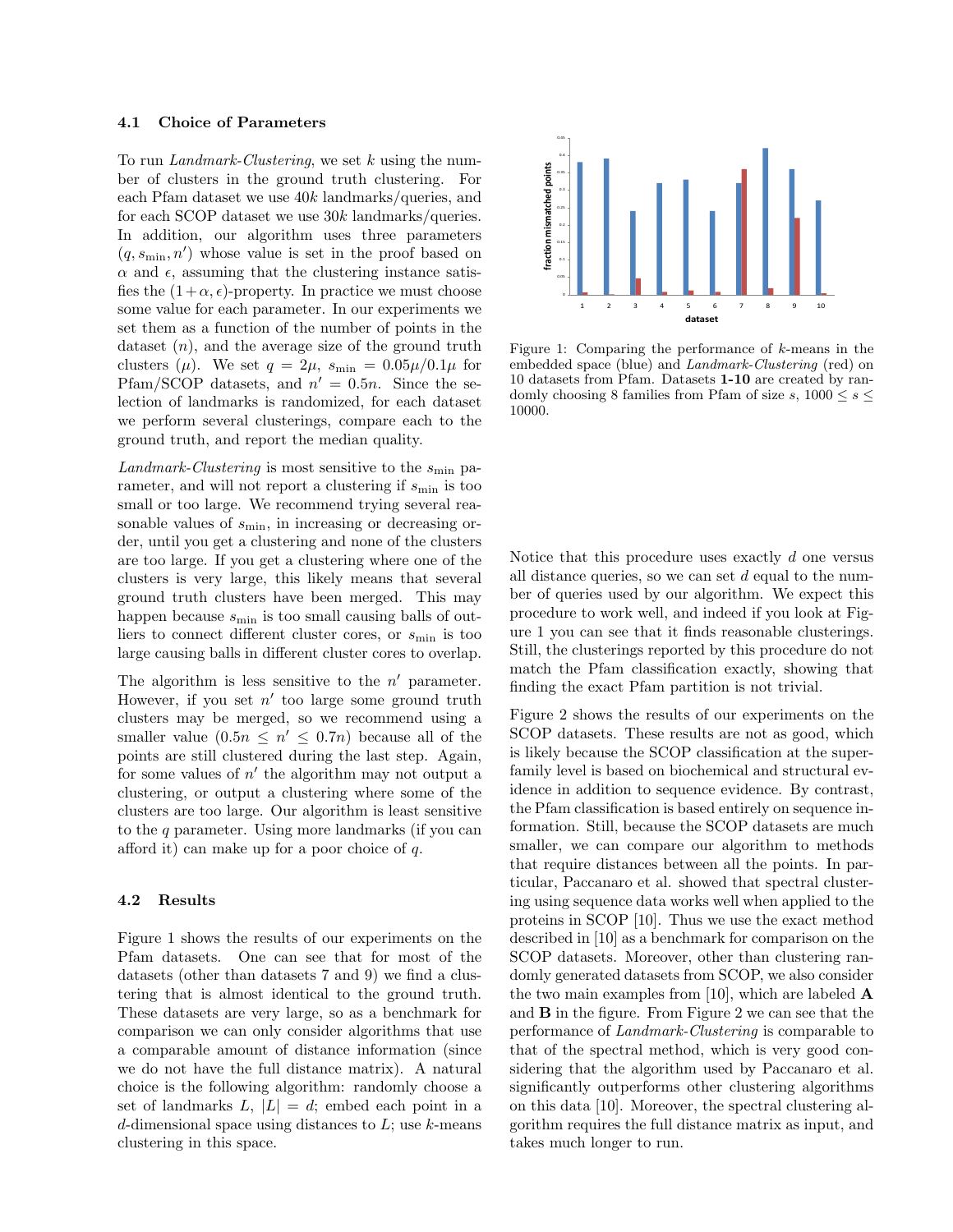### 4.1 Choice of Parameters

To run *Landmark-Clustering*, we set $k$ using the number of clusters in the ground truth clustering. For each Pfam dataset we use $40k$ landmarks/queries, and for each SCOP dataset we use $30k$ landmarks/queries. In addition, our algorithm uses three parameters $(q, s_{\min}, n')$ whose value is set in the proof based on $\alpha$ and $\epsilon$, assuming that the clustering instance satisfies the $(1+\alpha, \epsilon)$-property. In practice we must choose some value for each parameter. In our experiments we set them as a function of the number of points in the dataset ($n$), and the average size of the ground truth clusters ($\mu$). We set $q = 2\mu$, $s_{\min} = 0.05\mu/0.1\mu$ for Pfam/SCOP datasets, and $n' = 0.5n$. Since the selection of landmarks is randomized, for each dataset we perform several clusterings, compare each to the ground truth, and report the median quality.

*Landmark-Clustering* is most sensitive to the $s_{\min}$ parameter, and will not report a clustering if $s_{\min}$ is too small or too large. We recommend trying several reasonable values of $s_{\min}$, in increasing or decreasing order, until you get a clustering and none of the clusters are too large. If you get a clustering where one of the clusters is very large, this likely means that several ground truth clusters have been merged. This may happen because $s_{\min}$ is too small causing balls of outliers to connect different cluster cores, or $s_{\min}$ is too large causing balls in different cluster cores to overlap.

The algorithm is less sensitive to the $n'$ parameter. However, if you set $n'$ too large some ground truth clusters may be merged, so we recommend using a smaller value ($0.5n \leq n' \leq 0.7n$) because all of the points are still clustered during the last step. Again, for some values of $n'$ the algorithm may not output a clustering, or output a clustering where some of the clusters are too large. Our algorithm is least sensitive to the $q$ parameter. Using more landmarks (if you can afford it) can make up for a poor choice of $q$.

### 4.2 Results

Figure 1 shows the results of our experiments on the Pfam datasets. One can see that for most of the datasets (other than datasets 7 and 9) we find a clustering that is almost identical to the ground truth. These datasets are very large, so as a benchmark for comparison we can only consider algorithms that use a comparable amount of distance information (since we do not have the full distance matrix). A natural choice is the following algorithm: randomly choose a set of landmarks $L$, $|L| = d$; embed each point in a $d$-dimensional space using distances to $L$; use $k$-means clustering in this space.

Figure 1: Comparing the performance of $k$-means in the embedded space (blue) and *Landmark-Clustering* (red) on 10 datasets from Pfam. Datasets **1-10** are created by randomly choosing 8 families from Pfam of size $s$, $1000 \leq s \leq 10000$.

Notice that this procedure uses exactly $d$ one versus all distance queries, so we can set $d$ equal to the number of queries used by our algorithm. We expect this procedure to work well, and indeed if you look at Figure 1 you can see that it finds reasonable clusterings. Still, the clusterings reported by this procedure do not match the Pfam classification exactly, showing that finding the exact Pfam partition is not trivial.

Figure 2 shows the results of our experiments on the SCOP datasets. These results are not as good, which is likely because the SCOP classification at the superfamily level is based on biochemical and structural evidence in addition to sequence evidence. By contrast, the Pfam classification is based entirely on sequence information. Still, because the SCOP datasets are much smaller, we can compare our algorithm to methods that require distances between all the points. In particular, Paccanaro et al. showed that spectral clustering using sequence data works well when applied to the proteins in SCOP [10]. Thus we use the exact method described in [10] as a benchmark for comparison on the SCOP datasets. Moreover, other than clustering randomly generated datasets from SCOP, we also consider the two main examples from [10], which are labeled **A** and **B** in the figure. From Figure 2 we can see that the performance of *Landmark-Clustering* is comparable to that of the spectral method, which is very good considering that the algorithm used by Paccanaro et al. significantly outperforms other clustering algorithms on this data [10]. Moreover, the spectral clustering algorithm requires the full distance matrix as input, and takes much longer to run.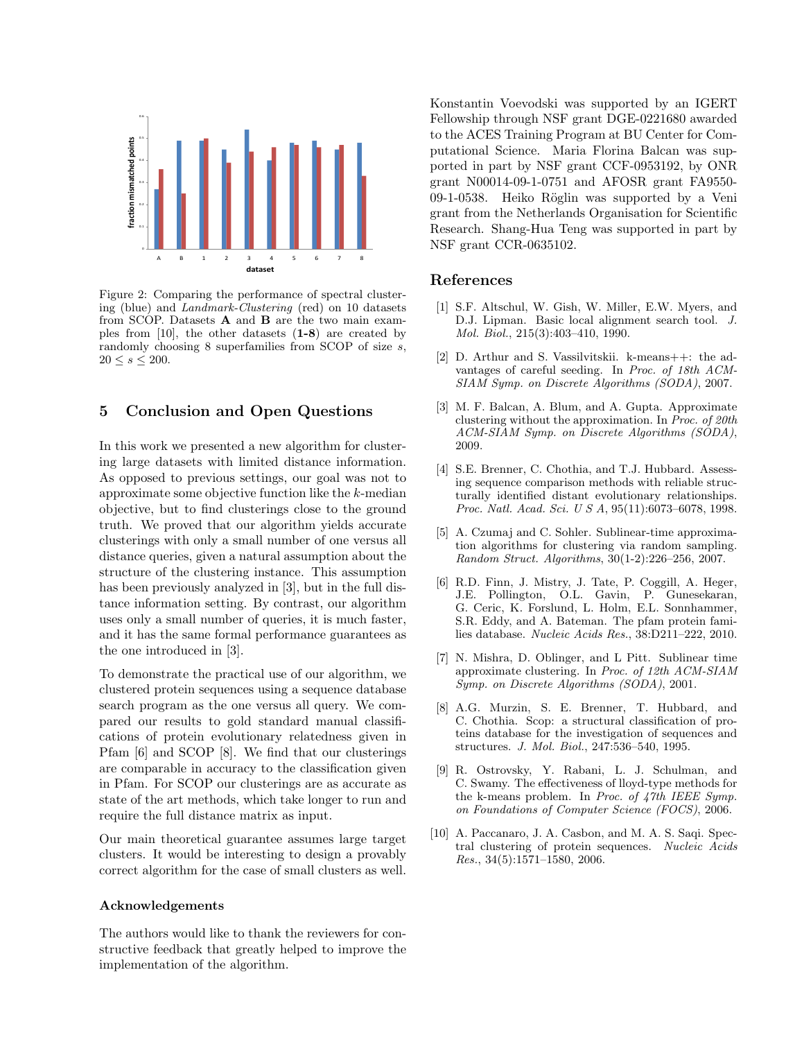fraction mismatched points

0.6
0.5
0.4
0.3
0.2
0.1
0

A B 1 2 3 4 5 6 7 8

dataset

Figure 2: Comparing the performance of spectral clustering (blue) and *Landmark-Clustering* (red) on 10 datasets from SCOP. Datasets **A** and **B** are the two main examples from [10], the other datasets (**1-8**) are created by randomly choosing 8 superfamilies from SCOP of size $s$, $20 \leq s \leq 200$.

## 5 Conclusion and Open Questions

In this work we presented a new algorithm for clustering large datasets with limited distance information. As opposed to previous settings, our goal was not to approximate some objective function like the $k$-median objective, but to find clusterings close to the ground truth. We proved that our algorithm yields accurate clusterings with only a small number of one versus all distance queries, given a natural assumption about the structure of the clustering instance. This assumption has been previously analyzed in [3], but in the full distance information setting. By contrast, our algorithm uses only a small number of queries, it is much faster, and it has the same formal performance guarantees as the one introduced in [3].

To demonstrate the practical use of our algorithm, we clustered protein sequences using a sequence database search program as the one versus all query. We compared our results to gold standard manual classifications of protein evolutionary relatedness given in Pfam [6] and SCOP [8]. We find that our clusterings are comparable in accuracy to the classification given in Pfam. For SCOP our clusterings are as accurate as state of the art methods, which take longer to run and require the full distance matrix as input.

Our main theoretical guarantee assumes large target clusters. It would be interesting to design a provably correct algorithm for the case of small clusters as well.

### Acknowledgements

The authors would like to thank the reviewers for constructive feedback that greatly helped to improve the implementation of the algorithm.

Konstantin Voevodski was supported by an IGERT Fellowship through NSF grant DGE-0221680 awarded to the ACES Training Program at BU Center for Computational Science. Maria Florina Balcan was supported in part by NSF grant CCF-0953192, by ONR grant N00014-09-1-0751 and AFOSR grant FA9550-09-1-0538. Heiko Röglin was supported by a Veni grant from the Netherlands Organisation for Scientific Research. Shang-Hua Teng was supported in part by NSF grant CCR-0635102.

## References

[1] S.F. Altschul, W. Gish, W. Miller, E.W. Myers, and D.J. Lipman. Basic local alignment search tool. *J. Mol. Biol.*, 215(3):403–410, 1990.

[2] D. Arthur and S. Vassilvitskii. k-means++: the advantages of careful seeding. In *Proc. of 18th ACM-SIAM Symp. on Discrete Algorithms (SODA)*, 2007.

[3] M. F. Balcan, A. Blum, and A. Gupta. Approximate clustering without the approximation. In *Proc. of 20th ACM-SIAM Symp. on Discrete Algorithms (SODA)*, 2009.

[4] S.E. Brenner, C. Chothia, and T.J. Hubbard. Assessing sequence comparison methods with reliable structurally identified distant evolutionary relationships. *Proc. Natl. Acad. Sci. U S A*, 95(11):6073–6078, 1998.

[5] A. Czumaj and C. Sohler. Sublinear-time approximation algorithms for clustering via random sampling. *Random Struct. Algorithms*, 30(1-2):226–256, 2007.

[6] R.D. Finn, J. Mistry, J. Tate, P. Coggill, A. Heger, J.E. Pollington, O.L. Gavin, P. Gunesekaran, G. Ceric, K. Forslund, L. Holm, E.L. Sonnhammer, S.R. Eddy, and A. Bateman. The pfam protein families database. *Nucleic Acids Res.*, 38:D211–222, 2010.

[7] N. Mishra, D. Oblinger, and L Pitt. Sublinear time approximate clustering. In *Proc. of 12th ACM-SIAM Symp. on Discrete Algorithms (SODA)*, 2001.

[8] A.G. Murzin, S. E. Brenner, T. Hubbard, and C. Chothia. Scop: a structural classification of proteins database for the investigation of sequences and structures. *J. Mol. Biol.*, 247:536–540, 1995.

[9] R. Ostrovsky, Y. Rabani, L. J. Schulman, and C. Swamy. The effectiveness of lloyd-type methods for the k-means problem. In *Proc. of 47th IEEE Symp. on Foundations of Computer Science (FOCS)*, 2006.

[10] A. Paccanaro, J. A. Casbon, and M. A. S. Saqi. Spectral clustering of protein sequences. *Nucleic Acids Res.*, 34(5):1571–1580, 2006.